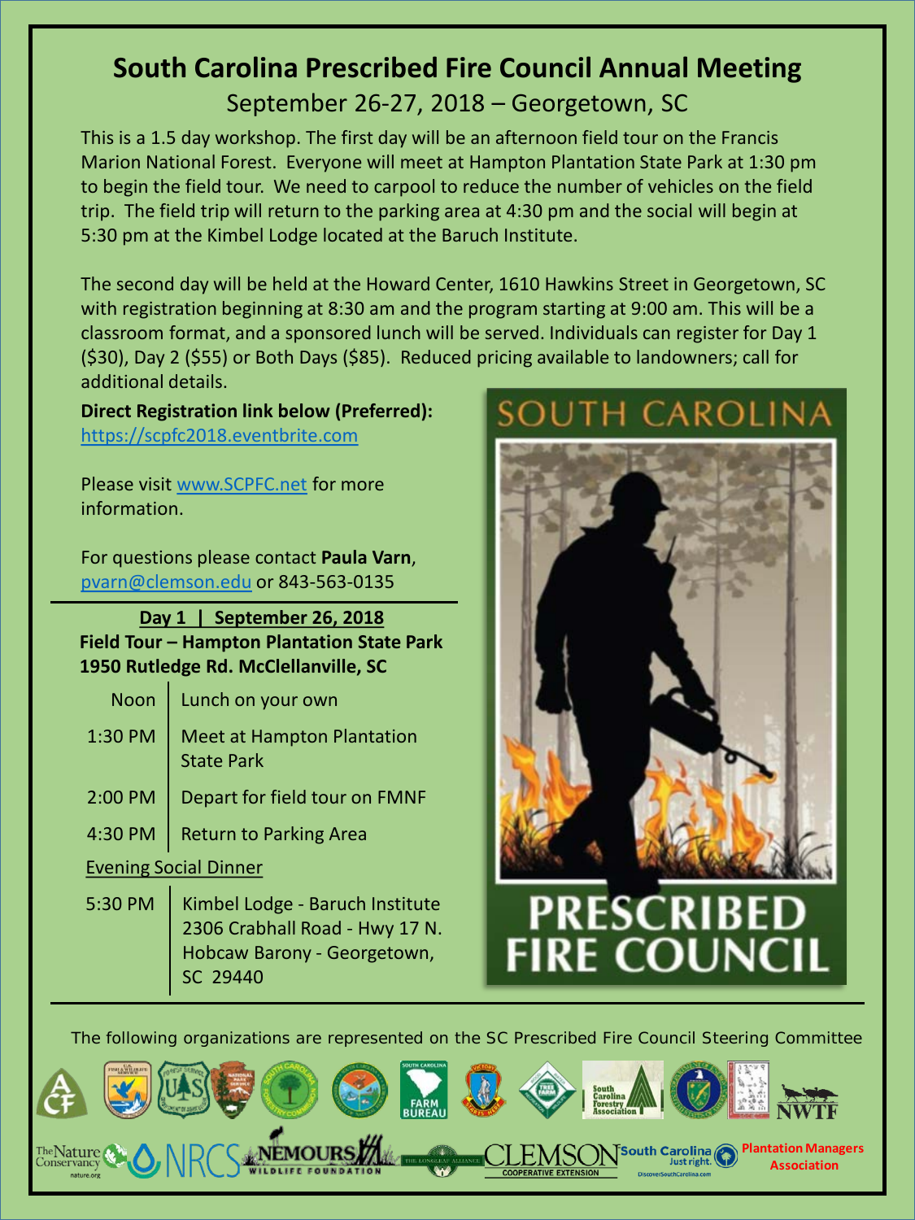# South Carolina Prescribed Fire Council Annual Meeting

## September 26-27, 2018 – Georgetown, SC

This is a 1.5 day workshop. The first day will be an afternoon field tour on the Francis Marion National Forest. Everyone will meet at Hampton Plantation State Park at 1:30 pm to begin the field tour. We need to carpool to reduce the number of vehicles on the field trip. The field trip will return to the parking area at 4:30 pm and the social will begin at 5:30 pm at the Kimbel Lodge located at the Baruch Institute.

The second day will be held at the Howard Center, 1610 Hawkins Street in Georgetown, SC with registration beginning at 8:30 am and the program starting at 9:00 am. This will be a classroom format, and a sponsored lunch will be served. Individuals can register for Day 1 ($30), Day 2 ($55) or Both Days ($85). Reduced pricing available to landowners; call for additional details.

**Direct Registration link below (Preferred):**
https://scpfc2018.eventbrite.com

Please visit www.SCPFC.net for more information.

For questions please contact **Paula Varn**, pvarn@clemson.edu or 843-563-0135

**Day 1 | September 26, 2018**
**Field Tour – Hampton Plantation State Park**
**1950 Rutledge Rd. McClellanville, SC**

| | |
|---|---|
| Noon | Lunch on your own |
| 1:30 PM | Meet at Hampton Plantation State Park |
| 2:00 PM | Depart for field tour on FMNF |
| 4:30 PM | Return to Parking Area |

Evening Social Dinner

| | |
|---|---|
| 5:30 PM | Kimbel Lodge - Baruch Institute<br>2306 Crabhall Road - Hwy 17 N.<br>Hobcaw Barony - Georgetown, SC 29440 |

SOUTH CAROLINA PRESCRIBED FIRE COUNCIL

The following organizations are represented on the SC Prescribed Fire Council Steering Committee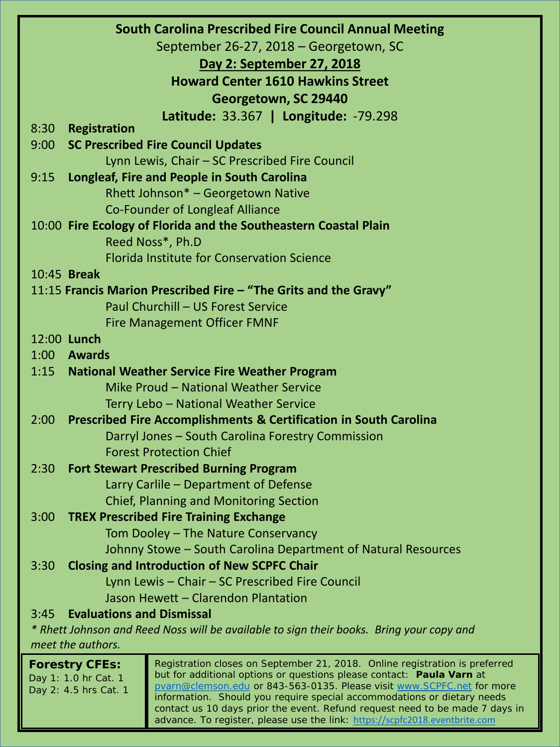**South Carolina Prescribed Fire Council Annual Meeting**

September 26-27, 2018 – Georgetown, SC

**Day 2: September 27, 2018**

**Howard Center 1610 Hawkins Street**

**Georgetown, SC 29440**

**Latitude:** 33.367 **|** **Longitude:** -79.298

8:30 **Registration**

9:00 **SC Prescribed Fire Council Updates**
Lynn Lewis, Chair – SC Prescribed Fire Council

9:15 **Longleaf, Fire and People in South Carolina**
Rhett Johnson* – Georgetown Native
Co-Founder of Longleaf Alliance

10:00 **Fire Ecology of Florida and the Southeastern Coastal Plain**
Reed Noss*, Ph.D
Florida Institute for Conservation Science

10:45 **Break**

11:15 **Francis Marion Prescribed Fire – "The Grits and the Gravy"**
Paul Churchill – US Forest Service
Fire Management Officer FMNF

12:00 **Lunch**

1:00 **Awards**

1:15 **National Weather Service Fire Weather Program**
Mike Proud – National Weather Service
Terry Lebo – National Weather Service

2:00 **Prescribed Fire Accomplishments & Certification in South Carolina**
Darryl Jones – South Carolina Forestry Commission
Forest Protection Chief

2:30 **Fort Stewart Prescribed Burning Program**
Larry Carlile – Department of Defense
Chief, Planning and Monitoring Section

3:00 **TREX Prescribed Fire Training Exchange**
Tom Dooley – The Nature Conservancy
Johnny Stowe – South Carolina Department of Natural Resources

3:30 **Closing and Introduction of New SCPFC Chair**
Lynn Lewis – Chair – SC Prescribed Fire Council
Jason Hewett – Clarendon Plantation

3:45 **Evaluations and Dismissal**

*\* Rhett Johnson and Reed Noss will be available to sign their books. Bring your copy and meet the authors.*

**Forestry CFEs:**
Day 1: 1.0 hr Cat. 1
Day 2: 4.5 hrs Cat. 1

Registration closes on September 21, 2018. Online registration is preferred but for additional options or questions please contact: **Paula Varn** at pvarn@clemson.edu or 843-563-0135. Please visit www.SCPFC.net for more information. Should you require special accommodations or dietary needs contact us 10 days prior the event. Refund request need to be made 7 days in advance. To register, please use the link: https://scpfc2018.eventbrite.com